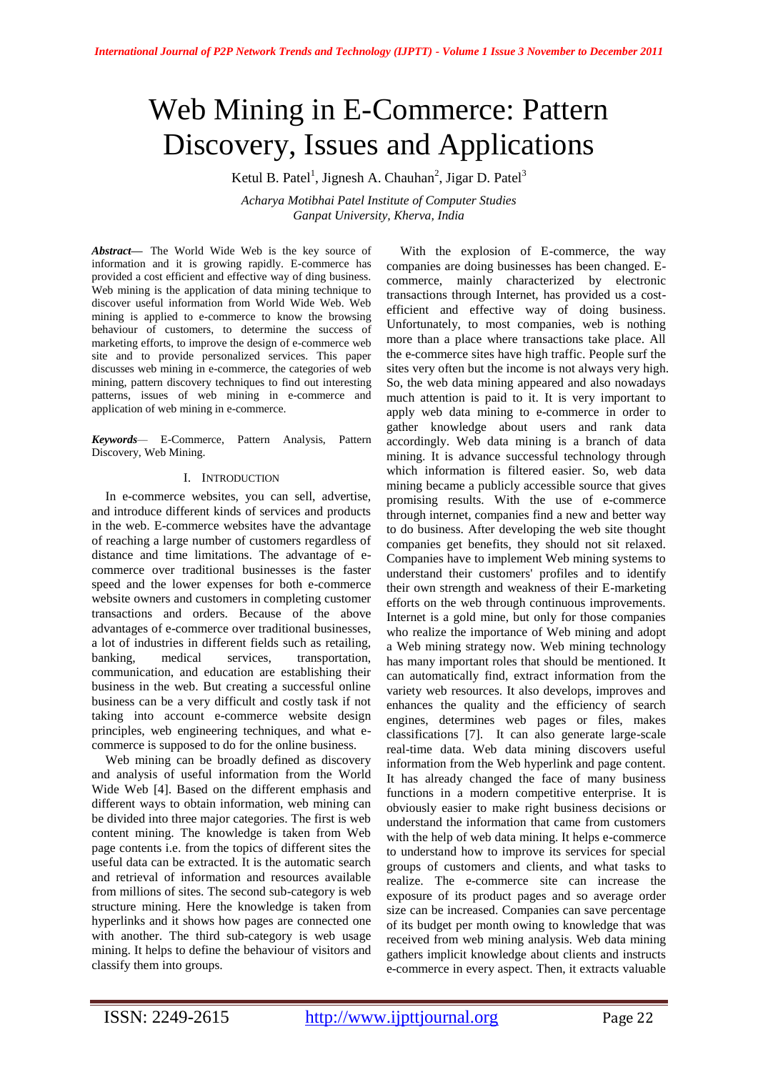# Web Mining in E-Commerce: Pattern Discovery, Issues and Applications

Ketul B. Patel[1], Jignesh A. Chauhan[2], Jigar D. Patel[3]

*Acharya Motibhai Patel Institute of Computer Studies*
*Ganpat University, Kherva, India*

***Abstract*—** The World Wide Web is the key source of information and it is growing rapidly. E-commerce has provided a cost efficient and effective way of ding business. Web mining is the application of data mining technique to discover useful information from World Wide Web. Web mining is applied to e-commerce to know the browsing behaviour of customers, to determine the success of marketing efforts, to improve the design of e-commerce web site and to provide personalized services. This paper discusses web mining in e-commerce, the categories of web mining, pattern discovery techniques to find out interesting patterns, issues of web mining in e-commerce and application of web mining in e-commerce.

***Keywords*—** E-Commerce, Pattern Analysis, Pattern Discovery, Web Mining.

## I. Introduction

In e-commerce websites, you can sell, advertise, and introduce different kinds of services and products in the web. E-commerce websites have the advantage of reaching a large number of customers regardless of distance and time limitations. The advantage of e-commerce over traditional businesses is the faster speed and the lower expenses for both e-commerce website owners and customers in completing customer transactions and orders. Because of the above advantages of e-commerce over traditional businesses, a lot of industries in different fields such as retailing, banking, medical services, transportation, communication, and education are establishing their business in the web. But creating a successful online business can be a very difficult and costly task if not taking into account e-commerce website design principles, web engineering techniques, and what e-commerce is supposed to do for the online business.

Web mining can be broadly defined as discovery and analysis of useful information from the World Wide Web [4]. Based on the different emphasis and different ways to obtain information, web mining can be divided into three major categories. The first is web content mining. The knowledge is taken from Web page contents i.e. from the topics of different sites the useful data can be extracted. It is the automatic search and retrieval of information and resources available from millions of sites. The second sub-category is web structure mining. Here the knowledge is taken from hyperlinks and it shows how pages are connected one with another. The third sub-category is web usage mining. It helps to define the behaviour of visitors and classify them into groups.

With the explosion of E-commerce, the way companies are doing businesses has been changed. E-commerce, mainly characterized by electronic transactions through Internet, has provided us a cost-efficient and effective way of doing business. Unfortunately, to most companies, web is nothing more than a place where transactions take place. All the e-commerce sites have high traffic. People surf the sites very often but the income is not always very high. So, the web data mining appeared and also nowadays much attention is paid to it. It is very important to apply web data mining to e-commerce in order to gather knowledge about users and rank data accordingly. Web data mining is a branch of data mining. It is advance successful technology through which information is filtered easier. So, web data mining became a publicly accessible source that gives promising results. With the use of e-commerce through internet, companies find a new and better way to do business. After developing the web site thought companies get benefits, they should not sit relaxed. Companies have to implement Web mining systems to understand their customers' profiles and to identify their own strength and weakness of their E-marketing efforts on the web through continuous improvements. Internet is a gold mine, but only for those companies who realize the importance of Web mining and adopt a Web mining strategy now. Web mining technology has many important roles that should be mentioned. It can automatically find, extract information from the variety web resources. It also develops, improves and enhances the quality and the efficiency of search engines, determines web pages or files, makes classifications [7]. It can also generate large-scale real-time data. Web data mining discovers useful information from the Web hyperlink and page content. It has already changed the face of many business functions in a modern competitive enterprise. It is obviously easier to make right business decisions or understand the information that came from customers with the help of web data mining. It helps e-commerce to understand how to improve its services for special groups of customers and clients, and what tasks to realize. The e-commerce site can increase the exposure of its product pages and so average order size can be increased. Companies can save percentage of its budget per month owing to knowledge that was received from web mining analysis. Web data mining gathers implicit knowledge about clients and instructs e-commerce in every aspect. Then, it extracts valuable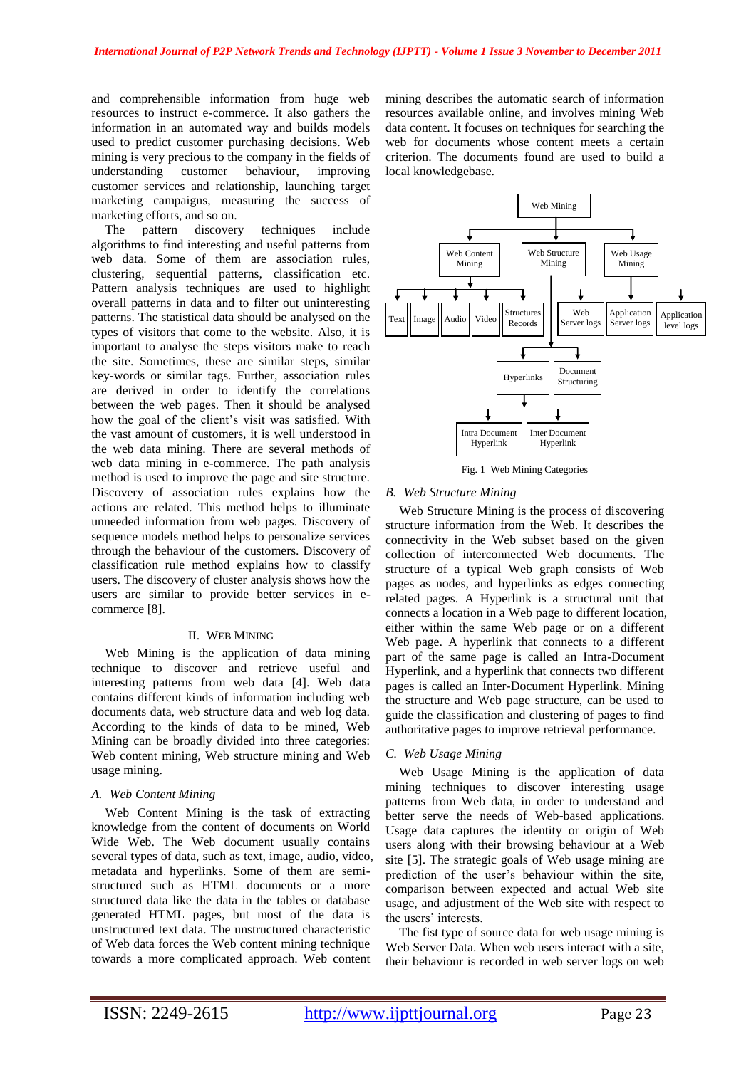and comprehensible information from huge web resources to instruct e-commerce. It also gathers the information in an automated way and builds models used to predict customer purchasing decisions. Web mining is very precious to the company in the fields of understanding customer behaviour, improving customer services and relationship, launching target marketing campaigns, measuring the success of marketing efforts, and so on.

The pattern discovery techniques include algorithms to find interesting and useful patterns from web data. Some of them are association rules, clustering, sequential patterns, classification etc. Pattern analysis techniques are used to highlight overall patterns in data and to filter out uninteresting patterns. The statistical data should be analysed on the types of visitors that come to the website. Also, it is important to analyse the steps visitors make to reach the site. Sometimes, these are similar steps, similar key-words or similar tags. Further, association rules are derived in order to identify the correlations between the web pages. Then it should be analysed how the goal of the client's visit was satisfied. With the vast amount of customers, it is well understood in the web data mining. There are several methods of web data mining in e-commerce. The path analysis method is used to improve the page and site structure. Discovery of association rules explains how the actions are related. This method helps to illuminate unneeded information from web pages. Discovery of sequence models method helps to personalize services through the behaviour of the customers. Discovery of classification rule method explains how to classify users. The discovery of cluster analysis shows how the users are similar to provide better services in e-commerce [8].

## II. Web Mining

Web Mining is the application of data mining technique to discover and retrieve useful and interesting patterns from web data [4]. Web data contains different kinds of information including web documents data, web structure data and web log data. According to the kinds of data to be mined, Web Mining can be broadly divided into three categories: Web content mining, Web structure mining and Web usage mining.

### A. Web Content Mining

Web Content Mining is the task of extracting knowledge from the content of documents on World Wide Web. The Web document usually contains several types of data, such as text, image, audio, video, metadata and hyperlinks. Some of them are semi-structured such as HTML documents or a more structured data like the data in the tables or database generated HTML pages, but most of the data is unstructured text data. The unstructured characteristic of Web data forces the Web content mining technique towards a more complicated approach. Web content mining describes the automatic search of information resources available online, and involves mining Web data content. It focuses on techniques for searching the web for documents whose content meets a certain criterion. The documents found are used to build a local knowledgebase.

```
Web Mining
├── Web Content Mining
│   ├── Text
│   ├── Image
│   ├── Audio
│   ├── Video
│   └── Structures Records
├── Web Structure Mining
│   ├── Hyperlinks
│   │   ├── Intra Document Hyperlink
│   │   └── Inter Document Hyperlink
│   └── Document Structuring
└── Web Usage Mining
    ├── Web Server logs
    ├── Application Server logs
    └── Application level logs
```

Fig. 1 Web Mining Categories

### B. Web Structure Mining

Web Structure Mining is the process of discovering structure information from the Web. It describes the connectivity in the Web subset based on the given collection of interconnected Web documents. The structure of a typical Web graph consists of Web pages as nodes, and hyperlinks as edges connecting related pages. A Hyperlink is a structural unit that connects a location in a Web page to different location, either within the same Web page or on a different Web page. A hyperlink that connects to a different part of the same page is called an Intra-Document Hyperlink, and a hyperlink that connects two different pages is called an Inter-Document Hyperlink. Mining the structure and Web page structure, can be used to guide the classification and clustering of pages to find authoritative pages to improve retrieval performance.

### C. Web Usage Mining

Web Usage Mining is the application of data mining techniques to discover interesting usage patterns from Web data, in order to understand and better serve the needs of Web-based applications. Usage data captures the identity or origin of Web users along with their browsing behaviour at a Web site [5]. The strategic goals of Web usage mining are prediction of the user's behaviour within the site, comparison between expected and actual Web site usage, and adjustment of the Web site with respect to the users' interests.

The fist type of source data for web usage mining is Web Server Data. When web users interact with a site, their behaviour is recorded in web server logs on web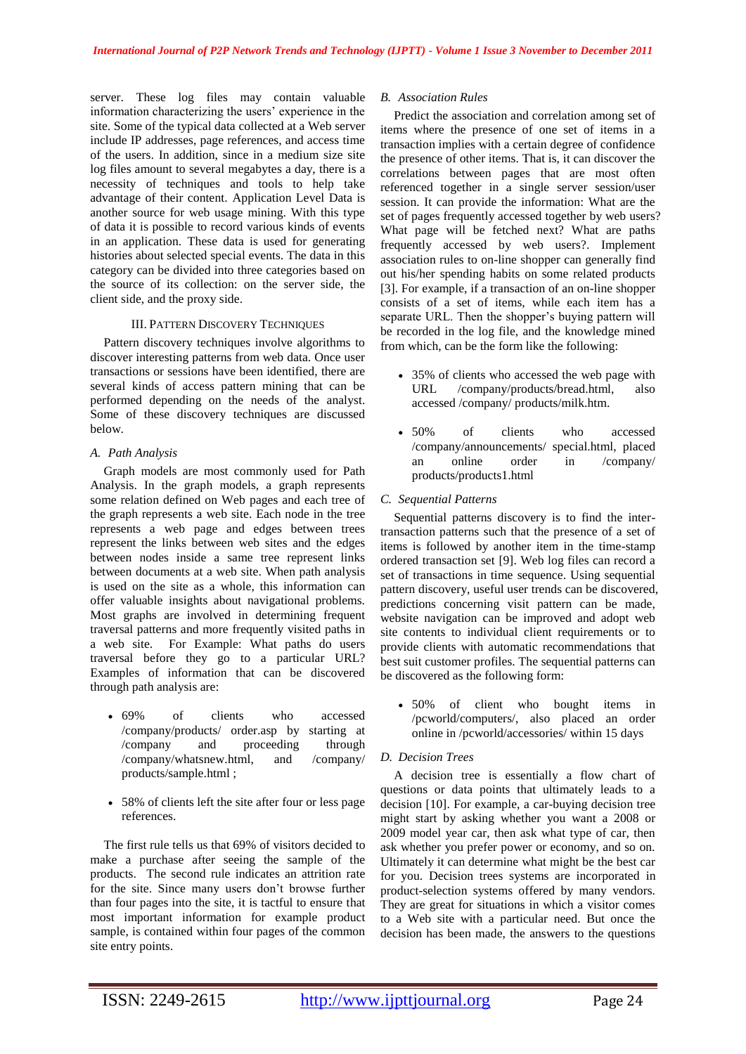server. These log files may contain valuable information characterizing the users' experience in the site. Some of the typical data collected at a Web server include IP addresses, page references, and access time of the users. In addition, since in a medium size site log files amount to several megabytes a day, there is a necessity of techniques and tools to help take advantage of their content. Application Level Data is another source for web usage mining. With this type of data it is possible to record various kinds of events in an application. These data is used for generating histories about selected special events. The data in this category can be divided into three categories based on the source of its collection: on the server side, the client side, and the proxy side.

## III. Pattern Discovery Techniques

Pattern discovery techniques involve algorithms to discover interesting patterns from web data. Once user transactions or sessions have been identified, there are several kinds of access pattern mining that can be performed depending on the needs of the analyst. Some of these discovery techniques are discussed below.

### *A. Path Analysis*

Graph models are most commonly used for Path Analysis. In the graph models, a graph represents some relation defined on Web pages and each tree of the graph represents a web site. Each node in the tree represents a web page and edges between trees represent the links between web sites and the edges between nodes inside a same tree represent links between documents at a web site. When path analysis is used on the site as a whole, this information can offer valuable insights about navigational problems. Most graphs are involved in determining frequent traversal patterns and more frequently visited paths in a web site. For Example: What paths do users traversal before they go to a particular URL? Examples of information that can be discovered through path analysis are:

- 69% of clients who accessed /company/products/ order.asp by starting at /company and proceeding through /company/whatsnew.html, and /company/ products/sample.html ;
- 58% of clients left the site after four or less page references.

The first rule tells us that 69% of visitors decided to make a purchase after seeing the sample of the products. The second rule indicates an attrition rate for the site. Since many users don't browse further than four pages into the site, it is tactful to ensure that most important information for example product sample, is contained within four pages of the common site entry points.

### *B. Association Rules*

Predict the association and correlation among set of items where the presence of one set of items in a transaction implies with a certain degree of confidence the presence of other items. That is, it can discover the correlations between pages that are most often referenced together in a single server session/user session. It can provide the information: What are the set of pages frequently accessed together by web users? What page will be fetched next? What are paths frequently accessed by web users?. Implement association rules to on-line shopper can generally find out his/her spending habits on some related products [3]. For example, if a transaction of an on-line shopper consists of a set of items, while each item has a separate URL. Then the shopper's buying pattern will be recorded in the log file, and the knowledge mined from which, can be the form like the following:

- 35% of clients who accessed the web page with URL /company/products/bread.html, also accessed /company/ products/milk.htm.
- 50% of clients who accessed /company/announcements/ special.html, placed an online order in /company/ products/products1.html

### *C. Sequential Patterns*

Sequential patterns discovery is to find the inter-transaction patterns such that the presence of a set of items is followed by another item in the time-stamp ordered transaction set [9]. Web log files can record a set of transactions in time sequence. Using sequential pattern discovery, useful user trends can be discovered, predictions concerning visit pattern can be made, website navigation can be improved and adopt web site contents to individual client requirements or to provide clients with automatic recommendations that best suit customer profiles. The sequential patterns can be discovered as the following form:

- 50% of client who bought items in /pcworld/computers/, also placed an order online in /pcworld/accessories/ within 15 days

### *D. Decision Trees*

A decision tree is essentially a flow chart of questions or data points that ultimately leads to a decision [10]. For example, a car-buying decision tree might start by asking whether you want a 2008 or 2009 model year car, then ask what type of car, then ask whether you prefer power or economy, and so on. Ultimately it can determine what might be the best car for you. Decision trees systems are incorporated in product-selection systems offered by many vendors. They are great for situations in which a visitor comes to a Web site with a particular need. But once the decision has been made, the answers to the questions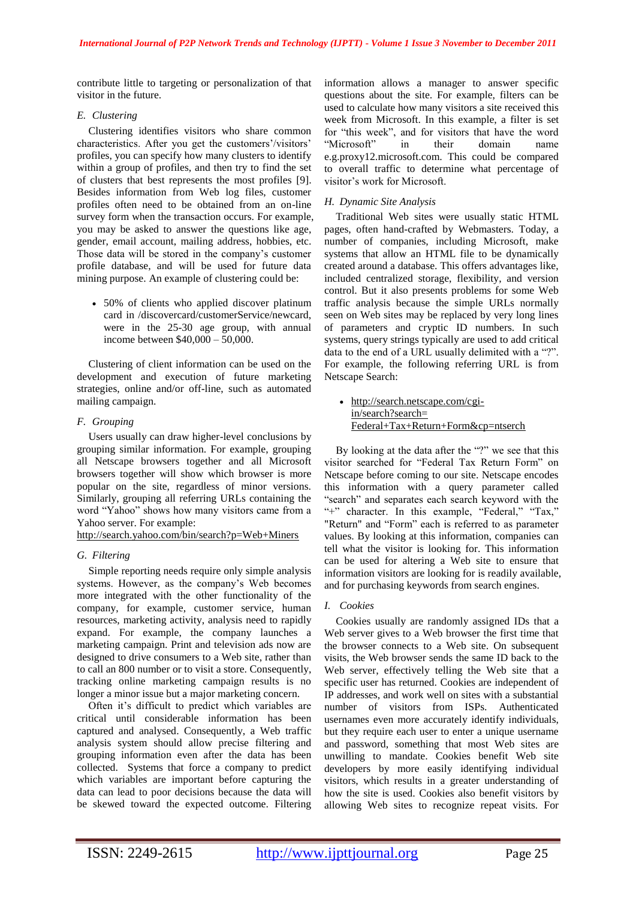contribute little to targeting or personalization of that visitor in the future.

### E. Clustering

Clustering identifies visitors who share common characteristics. After you get the customers'/visitors' profiles, you can specify how many clusters to identify within a group of profiles, and then try to find the set of clusters that best represents the most profiles [9]. Besides information from Web log files, customer profiles often need to be obtained from an on-line survey form when the transaction occurs. For example, you may be asked to answer the questions like age, gender, email account, mailing address, hobbies, etc. Those data will be stored in the company's customer profile database, and will be used for future data mining purpose. An example of clustering could be:

- 50% of clients who applied discover platinum card in /discovercard/customerService/newcard, were in the 25-30 age group, with annual income between $40,000 – 50,000.

Clustering of client information can be used on the development and execution of future marketing strategies, online and/or off-line, such as automated mailing campaign.

### F. Grouping

Users usually can draw higher-level conclusions by grouping similar information. For example, grouping all Netscape browsers together and all Microsoft browsers together will show which browser is more popular on the site, regardless of minor versions. Similarly, grouping all referring URLs containing the word "Yahoo" shows how many visitors came from a Yahoo server. For example:
http://search.yahoo.com/bin/search?p=Web+Miners

### G. Filtering

Simple reporting needs require only simple analysis systems. However, as the company's Web becomes more integrated with the other functionality of the company, for example, customer service, human resources, marketing activity, analysis need to rapidly expand. For example, the company launches a marketing campaign. Print and television ads now are designed to drive consumers to a Web site, rather than to call an 800 number or to visit a store. Consequently, tracking online marketing campaign results is no longer a minor issue but a major marketing concern.

Often it's difficult to predict which variables are critical until considerable information has been captured and analysed. Consequently, a Web traffic analysis system should allow precise filtering and grouping information even after the data has been collected. Systems that force a company to predict which variables are important before capturing the data can lead to poor decisions because the data will be skewed toward the expected outcome. Filtering information allows a manager to answer specific questions about the site. For example, filters can be used to calculate how many visitors a site received this week from Microsoft. In this example, a filter is set for "this week", and for visitors that have the word "Microsoft" in their domain name e.g.proxy12.microsoft.com. This could be compared to overall traffic to determine what percentage of visitor's work for Microsoft.

### H. Dynamic Site Analysis

Traditional Web sites were usually static HTML pages, often hand-crafted by Webmasters. Today, a number of companies, including Microsoft, make systems that allow an HTML file to be dynamically created around a database. This offers advantages like, included centralized storage, flexibility, and version control. But it also presents problems for some Web traffic analysis because the simple URLs normally seen on Web sites may be replaced by very long lines of parameters and cryptic ID numbers. In such systems, query strings typically are used to add critical data to the end of a URL usually delimited with a "?". For example, the following referring URL is from Netscape Search:

- http://search.netscape.com/cgi-in/search?search=Federal+Tax+Return+Form&cp=ntserch

By looking at the data after the "?" we see that this visitor searched for "Federal Tax Return Form" on Netscape before coming to our site. Netscape encodes this information with a query parameter called "search" and separates each search keyword with the "+" character. In this example, "Federal," "Tax," "Return" and "Form" each is referred to as parameter values. By looking at this information, companies can tell what the visitor is looking for. This information can be used for altering a Web site to ensure that information visitors are looking for is readily available, and for purchasing keywords from search engines.

### I. Cookies

Cookies usually are randomly assigned IDs that a Web server gives to a Web browser the first time that the browser connects to a Web site. On subsequent visits, the Web browser sends the same ID back to the Web server, effectively telling the Web site that a specific user has returned. Cookies are independent of IP addresses, and work well on sites with a substantial number of visitors from ISPs. Authenticated usernames even more accurately identify individuals, but they require each user to enter a unique username and password, something that most Web sites are unwilling to mandate. Cookies benefit Web site developers by more easily identifying individual visitors, which results in a greater understanding of how the site is used. Cookies also benefit visitors by allowing Web sites to recognize repeat visits. For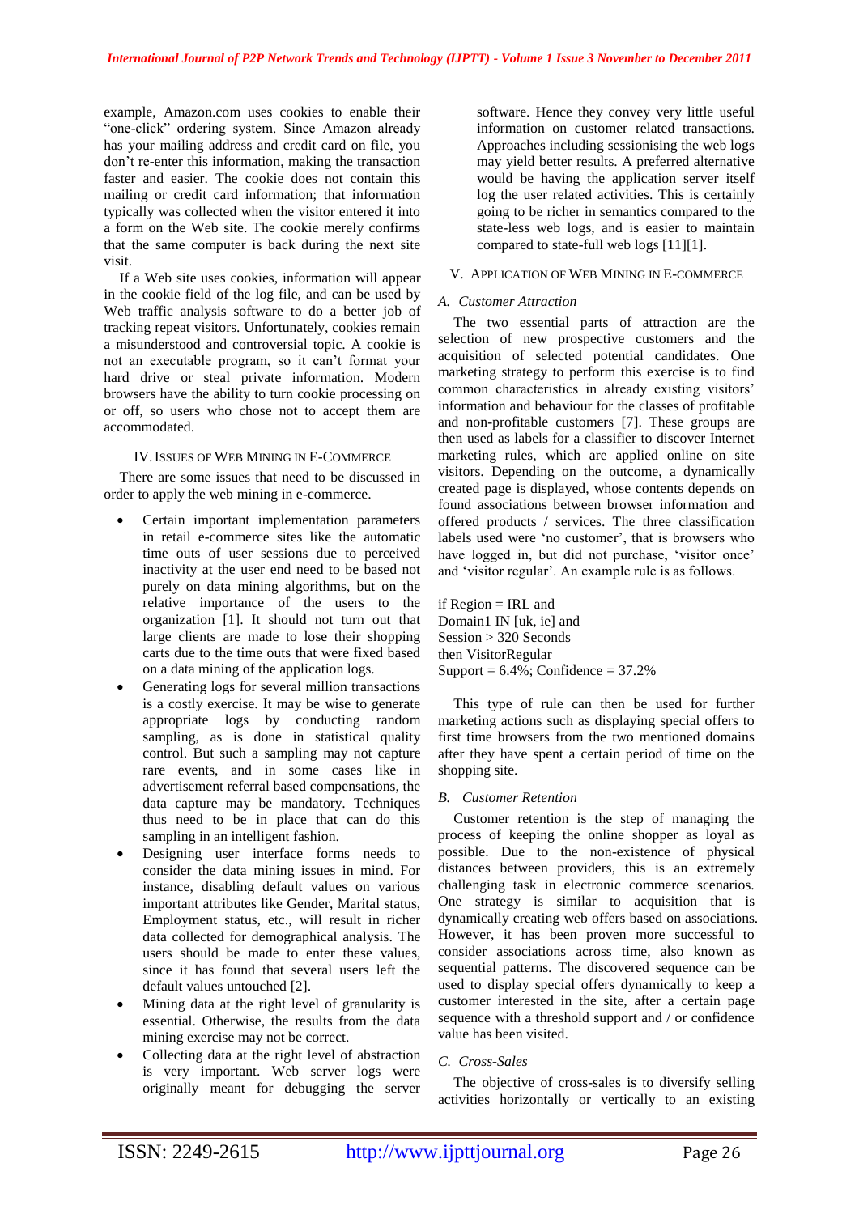example, Amazon.com uses cookies to enable their "one-click" ordering system. Since Amazon already has your mailing address and credit card on file, you don't re-enter this information, making the transaction faster and easier. The cookie does not contain this mailing or credit card information; that information typically was collected when the visitor entered it into a form on the Web site. The cookie merely confirms that the same computer is back during the next site visit.

If a Web site uses cookies, information will appear in the cookie field of the log file, and can be used by Web traffic analysis software to do a better job of tracking repeat visitors. Unfortunately, cookies remain a misunderstood and controversial topic. A cookie is not an executable program, so it can't format your hard drive or steal private information. Modern browsers have the ability to turn cookie processing on or off, so users who chose not to accept them are accommodated.

## IV. ISSUES OF WEB MINING IN E-COMMERCE

There are some issues that need to be discussed in order to apply the web mining in e-commerce.

- Certain important implementation parameters in retail e-commerce sites like the automatic time outs of user sessions due to perceived inactivity at the user end need to be based not purely on data mining algorithms, but on the relative importance of the users to the organization [1]. It should not turn out that large clients are made to lose their shopping carts due to the time outs that were fixed based on a data mining of the application logs.
- Generating logs for several million transactions is a costly exercise. It may be wise to generate appropriate logs by conducting random sampling, as is done in statistical quality control. But such a sampling may not capture rare events, and in some cases like in advertisement referral based compensations, the data capture may be mandatory. Techniques thus need to be in place that can do this sampling in an intelligent fashion.
- Designing user interface forms needs to consider the data mining issues in mind. For instance, disabling default values on various important attributes like Gender, Marital status, Employment status, etc., will result in richer data collected for demographical analysis. The users should be made to enter these values, since it has found that several users left the default values untouched [2].
- Mining data at the right level of granularity is essential. Otherwise, the results from the data mining exercise may not be correct.
- Collecting data at the right level of abstraction is very important. Web server logs were originally meant for debugging the server software. Hence they convey very little useful information on customer related transactions. Approaches including sessionising the web logs may yield better results. A preferred alternative would be having the application server itself log the user related activities. This is certainly going to be richer in semantics compared to the state-less web logs, and is easier to maintain compared to state-full web logs [11][1].

## V. APPLICATION OF WEB MINING IN E-COMMERCE

### A. Customer Attraction

The two essential parts of attraction are the selection of new prospective customers and the acquisition of selected potential candidates. One marketing strategy to perform this exercise is to find common characteristics in already existing visitors' information and behaviour for the classes of profitable and non-profitable customers [7]. These groups are then used as labels for a classifier to discover Internet marketing rules, which are applied online on site visitors. Depending on the outcome, a dynamically created page is displayed, whose contents depends on found associations between browser information and offered products / services. The three classification labels used were 'no customer', that is browsers who have logged in, but did not purchase, 'visitor once' and 'visitor regular'. An example rule is as follows.

if Region = IRL and
Domain1 IN [uk, ie] and
Session > 320 Seconds
then VisitorRegular
Support = 6.4%; Confidence = 37.2%

This type of rule can then be used for further marketing actions such as displaying special offers to first time browsers from the two mentioned domains after they have spent a certain period of time on the shopping site.

### B. Customer Retention

Customer retention is the step of managing the process of keeping the online shopper as loyal as possible. Due to the non-existence of physical distances between providers, this is an extremely challenging task in electronic commerce scenarios. One strategy is similar to acquisition that is dynamically creating web offers based on associations. However, it has been proven more successful to consider associations across time, also known as sequential patterns. The discovered sequence can be used to display special offers dynamically to keep a customer interested in the site, after a certain page sequence with a threshold support and / or confidence value has been visited.

### C. Cross-Sales

The objective of cross-sales is to diversify selling activities horizontally or vertically to an existing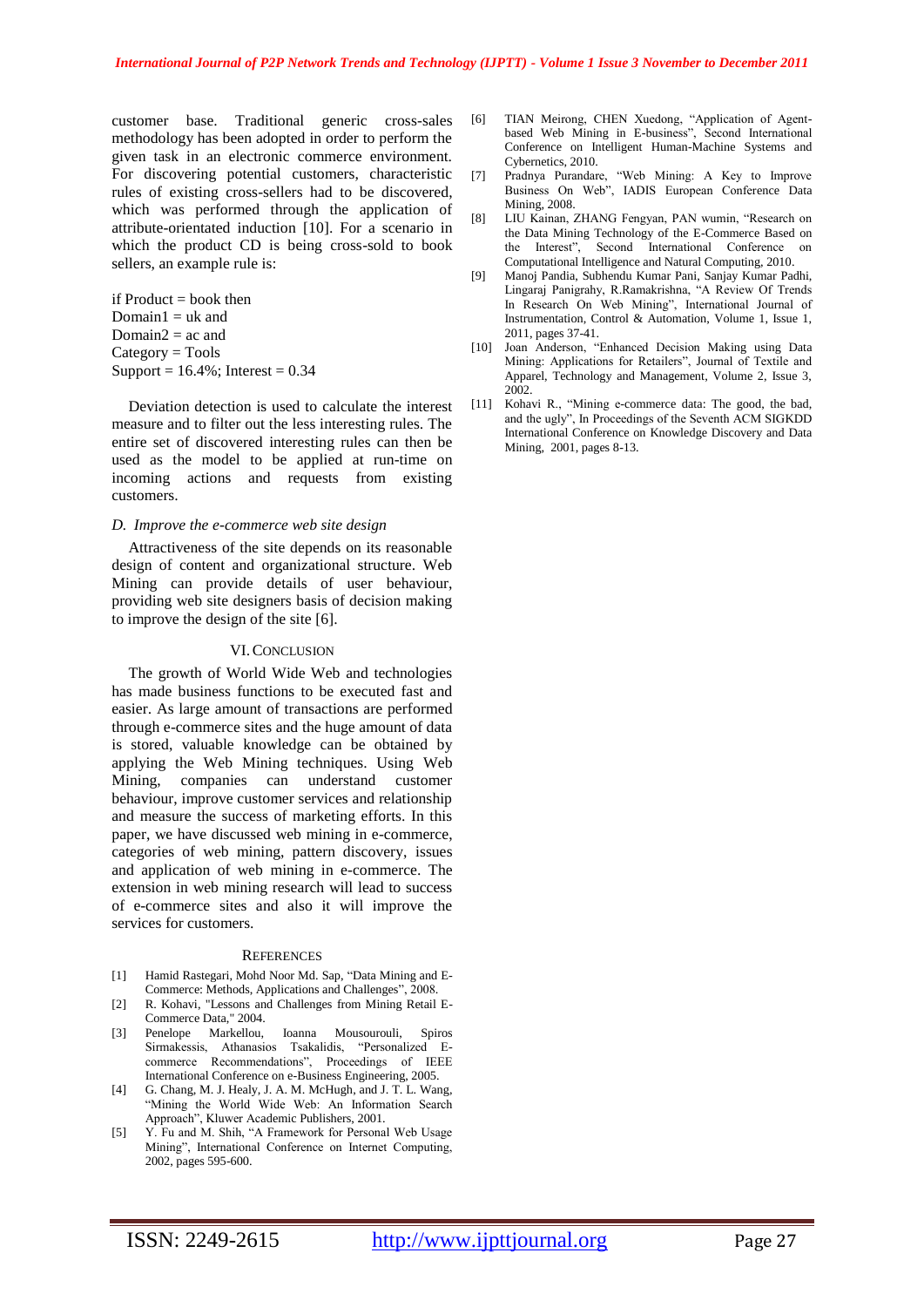customer base. Traditional generic cross-sales methodology has been adopted in order to perform the given task in an electronic commerce environment. For discovering potential customers, characteristic rules of existing cross-sellers had to be discovered, which was performed through the application of attribute-orientated induction [10]. For a scenario in which the product CD is being cross-sold to book sellers, an example rule is:

if Product = book then
Domain1 = uk and
Domain2 = ac and
Category = Tools
Support = 16.4%; Interest = 0.34

Deviation detection is used to calculate the interest measure and to filter out the less interesting rules. The entire set of discovered interesting rules can then be used as the model to be applied at run-time on incoming actions and requests from existing customers.

### *D. Improve the e-commerce web site design*

Attractiveness of the site depends on its reasonable design of content and organizational structure. Web Mining can provide details of user behaviour, providing web site designers basis of decision making to improve the design of the site [6].

## VI. CONCLUSION

The growth of World Wide Web and technologies has made business functions to be executed fast and easier. As large amount of transactions are performed through e-commerce sites and the huge amount of data is stored, valuable knowledge can be obtained by applying the Web Mining techniques. Using Web Mining, companies can understand customer behaviour, improve customer services and relationship and measure the success of marketing efforts. In this paper, we have discussed web mining in e-commerce, categories of web mining, pattern discovery, issues and application of web mining in e-commerce. The extension in web mining research will lead to success of e-commerce sites and also it will improve the services for customers.

## REFERENCES

[1] Hamid Rastegari, Mohd Noor Md. Sap, "Data Mining and E-Commerce: Methods, Applications and Challenges", 2008.

[2] R. Kohavi, "Lessons and Challenges from Mining Retail E-Commerce Data," 2004.

[3] Penelope Markellou, Ioanna Mousourouli, Spiros Sirmakessis, Athanasios Tsakalidis, "Personalized E-commerce Recommendations", Proceedings of IEEE International Conference on e-Business Engineering, 2005.

[4] G. Chang, M. J. Healy, J. A. M. McHugh, and J. T. L. Wang, "Mining the World Wide Web: An Information Search Approach", Kluwer Academic Publishers, 2001.

[5] Y. Fu and M. Shih, "A Framework for Personal Web Usage Mining", International Conference on Internet Computing, 2002, pages 595-600.

[6] TIAN Meirong, CHEN Xuedong, "Application of Agent-based Web Mining in E-business", Second International Conference on Intelligent Human-Machine Systems and Cybernetics, 2010.

[7] Pradnya Purandare, "Web Mining: A Key to Improve Business On Web", IADIS European Conference Data Mining, 2008.

[8] LIU Kainan, ZHANG Fengyan, PAN wumin, "Research on the Data Mining Technology of the E-Commerce Based on the Interest", Second International Conference on Computational Intelligence and Natural Computing, 2010.

[9] Manoj Pandia, Subhendu Kumar Pani, Sanjay Kumar Padhi, Lingaraj Panigrahy, R.Ramakrishna, "A Review Of Trends In Research On Web Mining", International Journal of Instrumentation, Control & Automation, Volume 1, Issue 1, 2011, pages 37-41.

[10] Joan Anderson, "Enhanced Decision Making using Data Mining: Applications for Retailers", Journal of Textile and Apparel, Technology and Management, Volume 2, Issue 3, 2002.

[11] Kohavi R., "Mining e-commerce data: The good, the bad, and the ugly", In Proceedings of the Seventh ACM SIGKDD International Conference on Knowledge Discovery and Data Mining, 2001, pages 8-13.